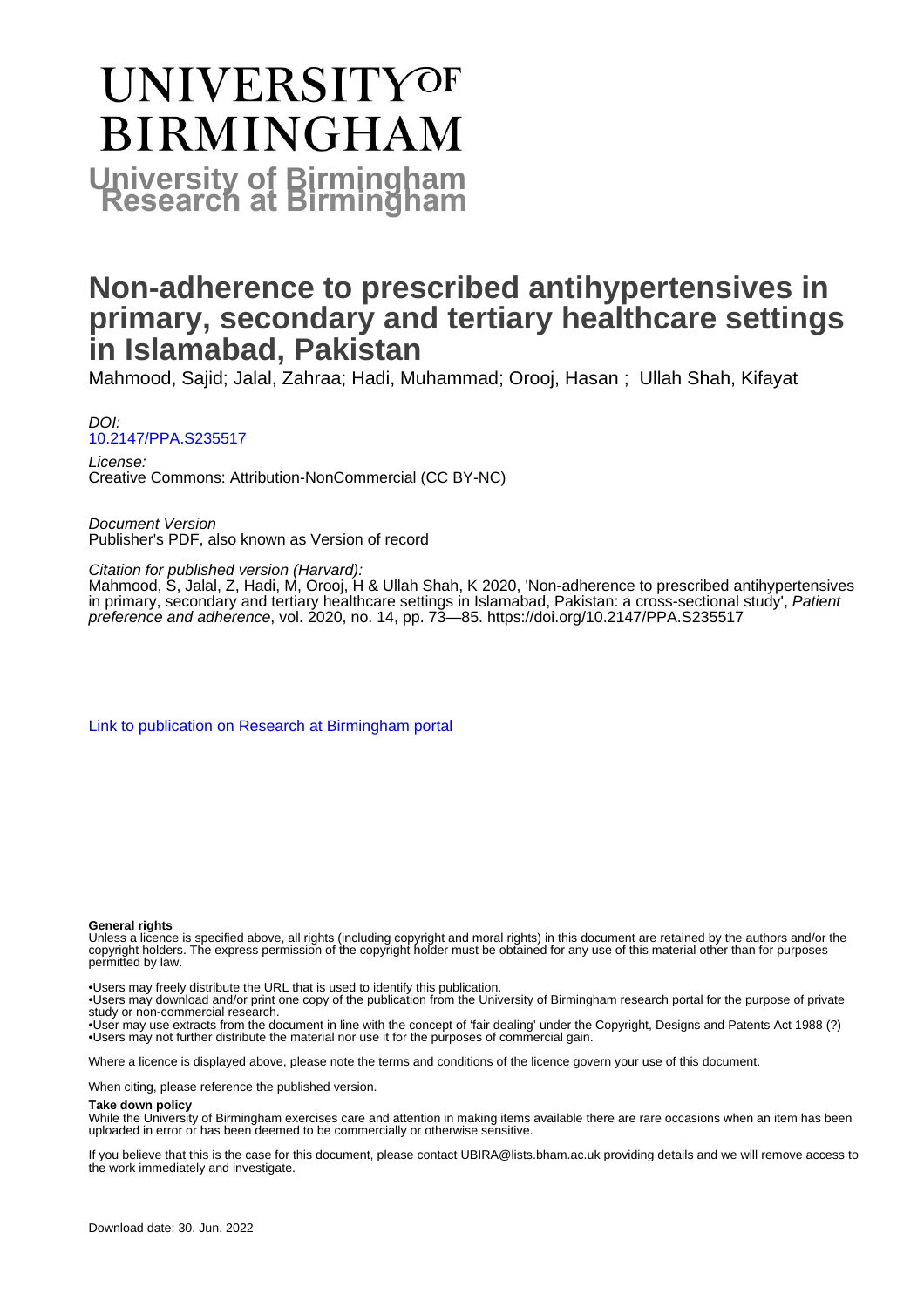# UNIVERSITY OF BIRMINGHAM

**University of Birmingham Research at Birmingham**

# Non-adherence to prescribed antihypertensives in primary, secondary and tertiary healthcare settings in Islamabad, Pakistan

Mahmood, Sajid; Jalal, Zahraa; Hadi, Muhammad; Orooj, Hasan ; Ullah Shah, Kifayat

*DOI:*
10.2147/PPA.S235517

*License:*
Creative Commons: Attribution-NonCommercial (CC BY-NC)

*Document Version*
Publisher's PDF, also known as Version of record

*Citation for published version (Harvard):*
Mahmood, S, Jalal, Z, Hadi, M, Orooj, H & Ullah Shah, K 2020, 'Non-adherence to prescribed antihypertensives in primary, secondary and tertiary healthcare settings in Islamabad, Pakistan: a cross-sectional study', *Patient preference and adherence*, vol. 2020, no. 14, pp. 73—85. https://doi.org/10.2147/PPA.S235517

Link to publication on Research at Birmingham portal

**General rights**
Unless a licence is specified above, all rights (including copyright and moral rights) in this document are retained by the authors and/or the copyright holders. The express permission of the copyright holder must be obtained for any use of this material other than for purposes permitted by law.

•Users may freely distribute the URL that is used to identify this publication.
•Users may download and/or print one copy of the publication from the University of Birmingham research portal for the purpose of private study or non-commercial research.
•User may use extracts from the document in line with the concept of 'fair dealing' under the Copyright, Designs and Patents Act 1988 (?)
•Users may not further distribute the material nor use it for the purposes of commercial gain.

Where a licence is displayed above, please note the terms and conditions of the licence govern your use of this document.

When citing, please reference the published version.

**Take down policy**
While the University of Birmingham exercises care and attention in making items available there are rare occasions when an item has been uploaded in error or has been deemed to be commercially or otherwise sensitive.

If you believe that this is the case for this document, please contact UBIRA@lists.bham.ac.uk providing details and we will remove access to the work immediately and investigate.

Download date: 30. Jun. 2022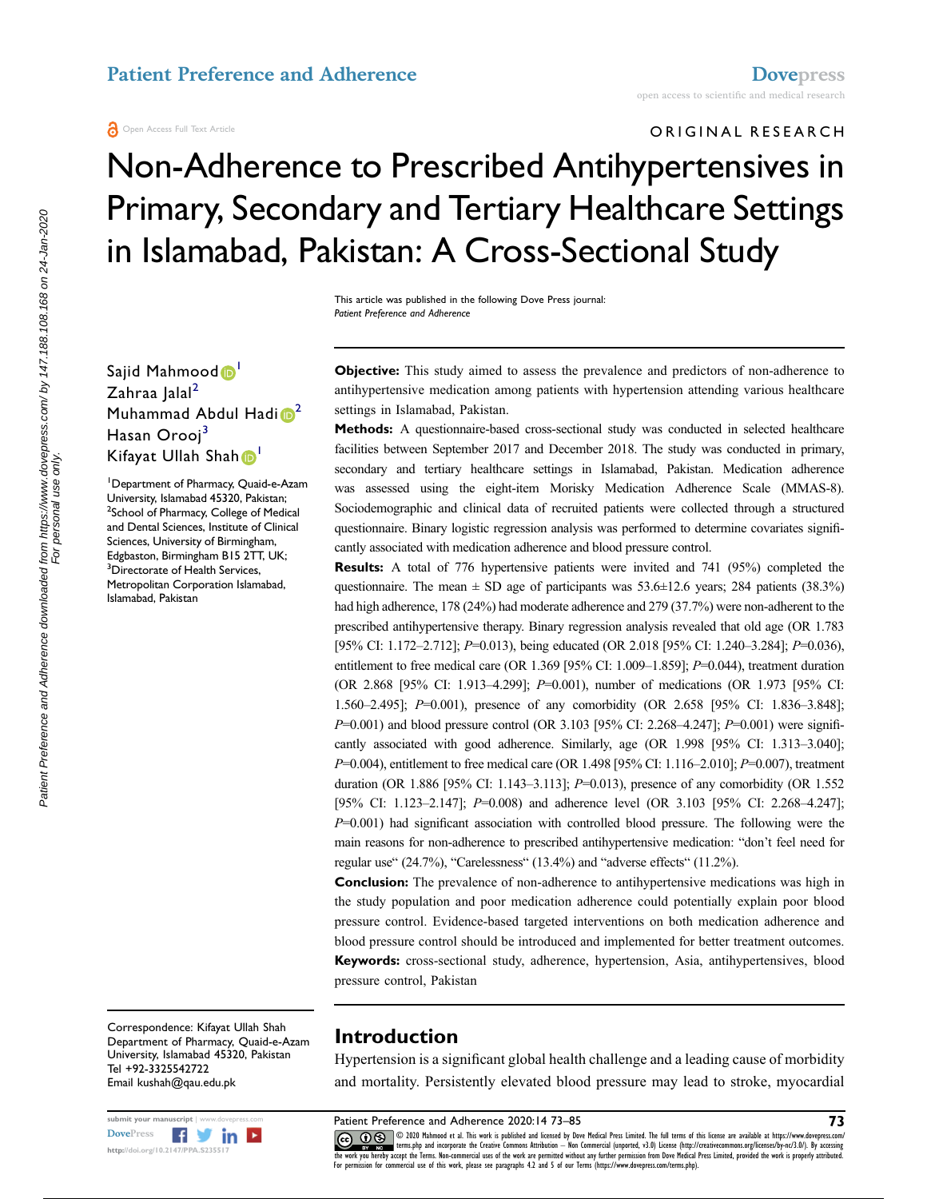# Non-Adherence to Prescribed Antihypertensives in Primary, Secondary and Tertiary Healthcare Settings in Islamabad, Pakistan: A Cross-Sectional Study

This article was published in the following Dove Press journal:
*Patient Preference and Adherence*

Sajid Mahmood[1]
Zahraa Jalal[2]
Muhammad Abdul Hadi[2]
Hasan Orooj[3]
Kifayat Ullah Shah[1]

[1]Department of Pharmacy, Quaid-e-Azam University, Islamabad 45320, Pakistan; [2]School of Pharmacy, College of Medical and Dental Sciences, Institute of Clinical Sciences, University of Birmingham, Edgbaston, Birmingham B15 2TT, UK; [3]Directorate of Health Services, Metropolitan Corporation Islamabad, Islamabad, Pakistan

**Objective:** This study aimed to assess the prevalence and predictors of non-adherence to antihypertensive medication among patients with hypertension attending various healthcare settings in Islamabad, Pakistan.

**Methods:** A questionnaire-based cross-sectional study was conducted in selected healthcare facilities between September 2017 and December 2018. The study was conducted in primary, secondary and tertiary healthcare settings in Islamabad, Pakistan. Medication adherence was assessed using the eight-item Morisky Medication Adherence Scale (MMAS-8). Sociodemographic and clinical data of recruited patients were collected through a structured questionnaire. Binary logistic regression analysis was performed to determine covariates significantly associated with medication adherence and blood pressure control.

**Results:** A total of 776 hypertensive patients were invited and 741 (95%) completed the questionnaire. The mean ± SD age of participants was 53.6±12.6 years; 284 patients (38.3%) had high adherence, 178 (24%) had moderate adherence and 279 (37.7%) were non-adherent to the prescribed antihypertensive therapy. Binary regression analysis revealed that old age (OR 1.783 [95% CI: 1.172–2.712]; *P*=0.013), being educated (OR 2.018 [95% CI: 1.240–3.284]; *P*=0.036), entitlement to free medical care (OR 1.369 [95% CI: 1.009–1.859]; *P*=0.044), treatment duration (OR 2.868 [95% CI: 1.913–4.299]; *P*=0.001), number of medications (OR 1.973 [95% CI: 1.560–2.495]; *P*=0.001), presence of any comorbidity (OR 2.658 [95% CI: 1.836–3.848]; *P*=0.001) and blood pressure control (OR 3.103 [95% CI: 2.268–4.247]; *P*=0.001) were significantly associated with good adherence. Similarly, age (OR 1.998 [95% CI: 1.313–3.040]; *P*=0.004), entitlement to free medical care (OR 1.498 [95% CI: 1.116–2.010]; *P*=0.007), treatment duration (OR 1.886 [95% CI: 1.143–3.113]; *P*=0.013), presence of any comorbidity (OR 1.552 [95% CI: 1.123–2.147]; *P*=0.008) and adherence level (OR 3.103 [95% CI: 2.268–4.247]; *P*=0.001) had significant association with controlled blood pressure. The following were the main reasons for non-adherence to prescribed antihypertensive medication: "don't feel need for regular use" (24.7%), "Carelessness" (13.4%) and "adverse effects" (11.2%).

**Conclusion:** The prevalence of non-adherence to antihypertensive medications was high in the study population and poor medication adherence could potentially explain poor blood pressure control. Evidence-based targeted interventions on both medication adherence and blood pressure control should be introduced and implemented for better treatment outcomes.

**Keywords:** cross-sectional study, adherence, hypertension, Asia, antihypertensives, blood pressure control, Pakistan

Correspondence: Kifayat Ullah Shah
Department of Pharmacy, Quaid-e-Azam University, Islamabad 45320, Pakistan
Tel +92-3325542722
Email kushah@qau.edu.pk

## Introduction

Hypertension is a significant global health challenge and a leading cause of morbidity and mortality. Persistently elevated blood pressure may lead to stroke, myocardial

© 2020 Mahmood et al. This work is published and licensed by Dove Medical Press Limited. The full terms of this license are available at https://www.dovepress.com/terms.php and incorporate the Creative Commons Attribution – Non Commercial (unported, v3.0) License (http://creativecommons.org/licenses/by-nc/3.0/). By accessing the work you hereby accept the Terms. Non-commercial uses of the work are permitted without any further permission from Dove Medical Press Limited, provided the work is properly attributed. For permission for commercial use of this work, please see paragraphs 4.2 and 5 of our Terms (https://www.dovepress.com/terms.php).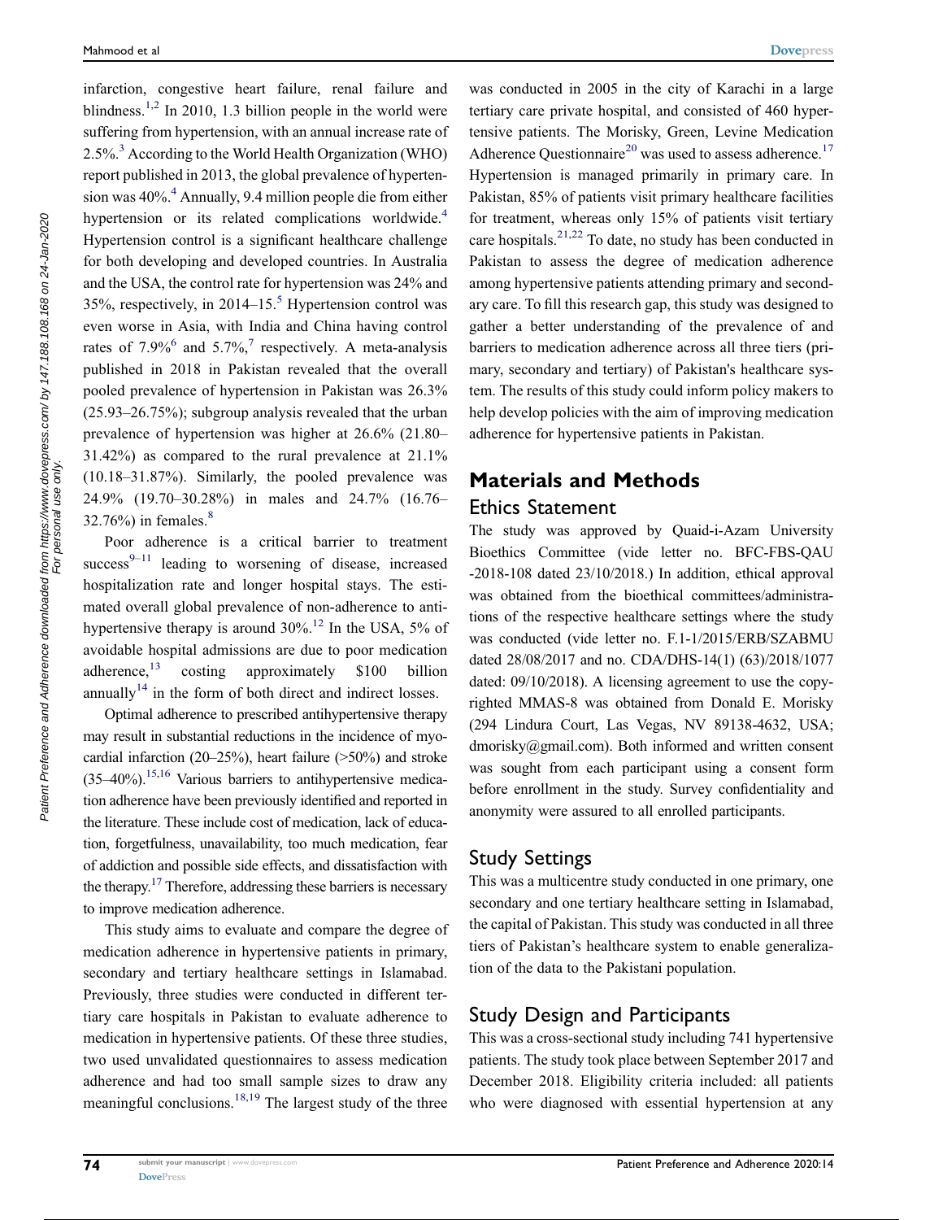infarction, congestive heart failure, renal failure and blindness.[1,2] In 2010, 1.3 billion people in the world were suffering from hypertension, with an annual increase rate of 2.5%.[3] According to the World Health Organization (WHO) report published in 2013, the global prevalence of hypertension was 40%.[4] Annually, 9.4 million people die from either hypertension or its related complications worldwide.[4] Hypertension control is a significant healthcare challenge for both developing and developed countries. In Australia and the USA, the control rate for hypertension was 24% and 35%, respectively, in 2014–15.[5] Hypertension control was even worse in Asia, with India and China having control rates of 7.9%[6] and 5.7%,[7] respectively. A meta-analysis published in 2018 in Pakistan revealed that the overall pooled prevalence of hypertension in Pakistan was 26.3% (25.93–26.75%); subgroup analysis revealed that the urban prevalence of hypertension was higher at 26.6% (21.80–31.42%) as compared to the rural prevalence at 21.1% (10.18–31.87%). Similarly, the pooled prevalence was 24.9% (19.70–30.28%) in males and 24.7% (16.76–32.76%) in females.[8]

Poor adherence is a critical barrier to treatment success[9–11] leading to worsening of disease, increased hospitalization rate and longer hospital stays. The estimated overall global prevalence of non-adherence to antihypertensive therapy is around 30%.[12] In the USA, 5% of avoidable hospital admissions are due to poor medication adherence,[13] costing approximately $100 billion annually[14] in the form of both direct and indirect losses.

Optimal adherence to prescribed antihypertensive therapy may result in substantial reductions in the incidence of myocardial infarction (20–25%), heart failure (>50%) and stroke (35–40%).[15,16] Various barriers to antihypertensive medication adherence have been previously identified and reported in the literature. These include cost of medication, lack of education, forgetfulness, unavailability, too much medication, fear of addiction and possible side effects, and dissatisfaction with the therapy.[17] Therefore, addressing these barriers is necessary to improve medication adherence.

This study aims to evaluate and compare the degree of medication adherence in hypertensive patients in primary, secondary and tertiary healthcare settings in Islamabad. Previously, three studies were conducted in different tertiary care hospitals in Pakistan to evaluate adherence to medication in hypertensive patients. Of these three studies, two used unvalidated questionnaires to assess medication adherence and had too small sample sizes to draw any meaningful conclusions.[18,19] The largest study of the three was conducted in 2005 in the city of Karachi in a large tertiary care private hospital, and consisted of 460 hypertensive patients. The Morisky, Green, Levine Medication Adherence Questionnaire[20] was used to assess adherence.[17] Hypertension is managed primarily in primary care. In Pakistan, 85% of patients visit primary healthcare facilities for treatment, whereas only 15% of patients visit tertiary care hospitals.[21,22] To date, no study has been conducted in Pakistan to assess the degree of medication adherence among hypertensive patients attending primary and secondary care. To fill this research gap, this study was designed to gather a better understanding of the prevalence of and barriers to medication adherence across all three tiers (primary, secondary and tertiary) of Pakistan's healthcare system. The results of this study could inform policy makers to help develop policies with the aim of improving medication adherence for hypertensive patients in Pakistan.

## Materials and Methods

### Ethics Statement

The study was approved by Quaid-i-Azam University Bioethics Committee (vide letter no. BFC-FBS-QAU-2018-108 dated 23/10/2018.) In addition, ethical approval was obtained from the bioethical committees/administrations of the respective healthcare settings where the study was conducted (vide letter no. F.1-1/2015/ERB/SZABMU dated 28/08/2017 and no. CDA/DHS-14(1) (63)/2018/1077 dated: 09/10/2018). A licensing agreement to use the copyrighted MMAS-8 was obtained from Donald E. Morisky (294 Lindura Court, Las Vegas, NV 89138-4632, USA; dmorisky@gmail.com). Both informed and written consent was sought from each participant using a consent form before enrollment in the study. Survey confidentiality and anonymity were assured to all enrolled participants.

### Study Settings

This was a multicentre study conducted in one primary, one secondary and one tertiary healthcare setting in Islamabad, the capital of Pakistan. This study was conducted in all three tiers of Pakistan's healthcare system to enable generalization of the data to the Pakistani population.

### Study Design and Participants

This was a cross-sectional study including 741 hypertensive patients. The study took place between September 2017 and December 2018. Eligibility criteria included: all patients who were diagnosed with essential hypertension at any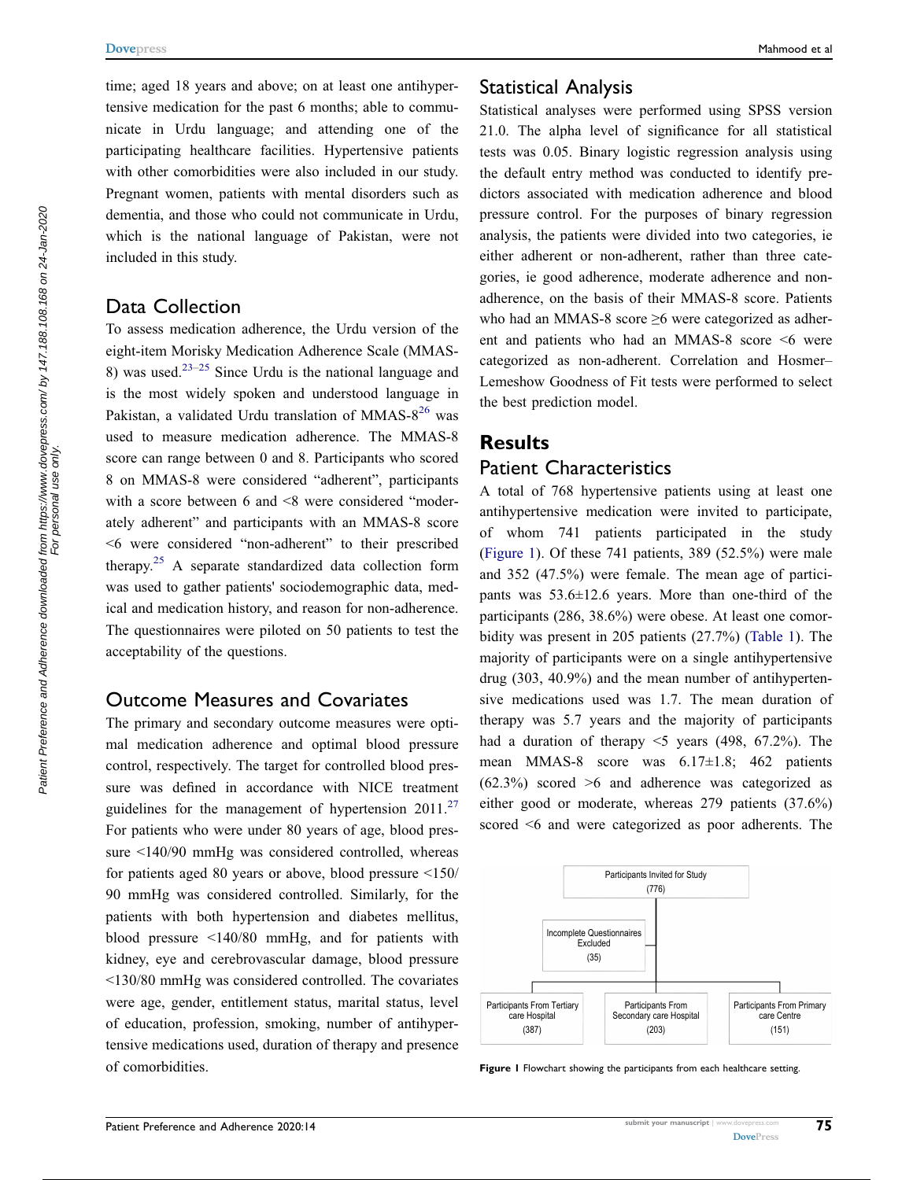time; aged 18 years and above; on at least one antihypertensive medication for the past 6 months; able to communicate in Urdu language; and attending one of the participating healthcare facilities. Hypertensive patients with other comorbidities were also included in our study. Pregnant women, patients with mental disorders such as dementia, and those who could not communicate in Urdu, which is the national language of Pakistan, were not included in this study.

## Data Collection

To assess medication adherence, the Urdu version of the eight-item Morisky Medication Adherence Scale (MMAS-8) was used.[23–25] Since Urdu is the national language and is the most widely spoken and understood language in Pakistan, a validated Urdu translation of MMAS-8[26] was used to measure medication adherence. The MMAS-8 score can range between 0 and 8. Participants who scored 8 on MMAS-8 were considered "adherent", participants with a score between 6 and <8 were considered "moderately adherent" and participants with an MMAS-8 score <6 were considered "non-adherent" to their prescribed therapy.[25] A separate standardized data collection form was used to gather patients' sociodemographic data, medical and medication history, and reason for non-adherence. The questionnaires were piloted on 50 patients to test the acceptability of the questions.

## Outcome Measures and Covariates

The primary and secondary outcome measures were optimal medication adherence and optimal blood pressure control, respectively. The target for controlled blood pressure was defined in accordance with NICE treatment guidelines for the management of hypertension 2011.[27] For patients who were under 80 years of age, blood pressure <140/90 mmHg was considered controlled, whereas for patients aged 80 years or above, blood pressure <150/90 mmHg was considered controlled. Similarly, for the patients with both hypertension and diabetes mellitus, blood pressure <140/80 mmHg, and for patients with kidney, eye and cerebrovascular damage, blood pressure <130/80 mmHg was considered controlled. The covariates were age, gender, entitlement status, marital status, level of education, profession, smoking, number of antihypertensive medications used, duration of therapy and presence of comorbidities.

## Statistical Analysis

Statistical analyses were performed using SPSS version 21.0. The alpha level of significance for all statistical tests was 0.05. Binary logistic regression analysis using the default entry method was conducted to identify predictors associated with medication adherence and blood pressure control. For the purposes of binary regression analysis, the patients were divided into two categories, ie either adherent or non-adherent, rather than three categories, ie good adherence, moderate adherence and non-adherence, on the basis of their MMAS-8 score. Patients who had an MMAS-8 score ≥6 were categorized as adherent and patients who had an MMAS-8 score <6 were categorized as non-adherent. Correlation and Hosmer–Lemeshow Goodness of Fit tests were performed to select the best prediction model.

# Results

## Patient Characteristics

A total of 768 hypertensive patients using at least one antihypertensive medication were invited to participate, of whom 741 patients participated in the study (Figure 1). Of these 741 patients, 389 (52.5%) were male and 352 (47.5%) were female. The mean age of participants was 53.6±12.6 years. More than one-third of the participants (286, 38.6%) were obese. At least one comorbidity was present in 205 patients (27.7%) (Table 1). The majority of participants were on a single antihypertensive drug (303, 40.9%) and the mean number of antihypertensive medications used was 1.7. The mean duration of therapy was 5.7 years and the majority of participants had a duration of therapy <5 years (498, 67.2%). The mean MMAS-8 score was 6.17±1.8; 462 patients (62.3%) scored >6 and adherence was categorized as either good or moderate, whereas 279 patients (37.6%) scored <6 and were categorized as poor adherents. The

Participants Invited for Study (776)

Incomplete Questionnaires Excluded (35)

Participants From Tertiary care Hospital (387) | Participants From Secondary care Hospital (203) | Participants From Primary care Centre (151)

**Figure 1** Flowchart showing the participants from each healthcare setting.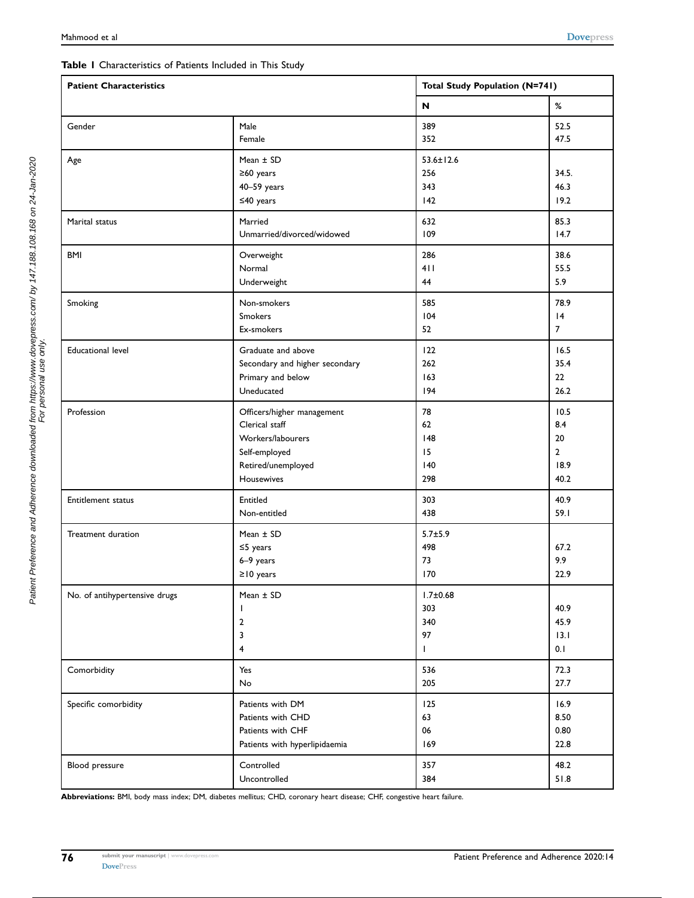**Table 1** Characteristics of Patients Included in This Study

| Patient Characteristics | | Total Study Population (N=741) | |
|---|---|---|---|
| | | N | % |
| Gender | Male | 389 | 52.5 |
| | Female | 352 | 47.5 |
| Age | Mean ± SD | 53.6±12.6 | |
| | ≥60 years | 256 | 34.5. |
| | 40–59 years | 343 | 46.3 |
| | ≤40 years | 142 | 19.2 |
| Marital status | Married | 632 | 85.3 |
| | Unmarried/divorced/widowed | 109 | 14.7 |
| BMI | Overweight | 286 | 38.6 |
| | Normal | 411 | 55.5 |
| | Underweight | 44 | 5.9 |
| Smoking | Non-smokers | 585 | 78.9 |
| | Smokers | 104 | 14 |
| | Ex-smokers | 52 | 7 |
| Educational level | Graduate and above | 122 | 16.5 |
| | Secondary and higher secondary | 262 | 35.4 |
| | Primary and below | 163 | 22 |
| | Uneducated | 194 | 26.2 |
| Profession | Officers/higher management | 78 | 10.5 |
| | Clerical staff | 62 | 8.4 |
| | Workers/labourers | 148 | 20 |
| | Self-employed | 15 | 2 |
| | Retired/unemployed | 140 | 18.9 |
| | Housewives | 298 | 40.2 |
| Entitlement status | Entitled | 303 | 40.9 |
| | Non-entitled | 438 | 59.1 |
| Treatment duration | Mean ± SD | 5.7±5.9 | |
| | ≤5 years | 498 | 67.2 |
| | 6–9 years | 73 | 9.9 |
| | ≥10 years | 170 | 22.9 |
| No. of antihypertensive drugs | Mean ± SD | 1.7±0.68 | |
| | 1 | 303 | 40.9 |
| | 2 | 340 | 45.9 |
| | 3 | 97 | 13.1 |
| | 4 | 1 | 0.1 |
| Comorbidity | Yes | 536 | 72.3 |
| | No | 205 | 27.7 |
| Specific comorbidity | Patients with DM | 125 | 16.9 |
| | Patients with CHD | 63 | 8.50 |
| | Patients with CHF | 06 | 0.80 |
| | Patients with hyperlipidaemia | 169 | 22.8 |
| Blood pressure | Controlled | 357 | 48.2 |
| | Uncontrolled | 384 | 51.8 |

**Abbreviations:** BMI, body mass index; DM, diabetes mellitus; CHD, coronary heart disease; CHF, congestive heart failure.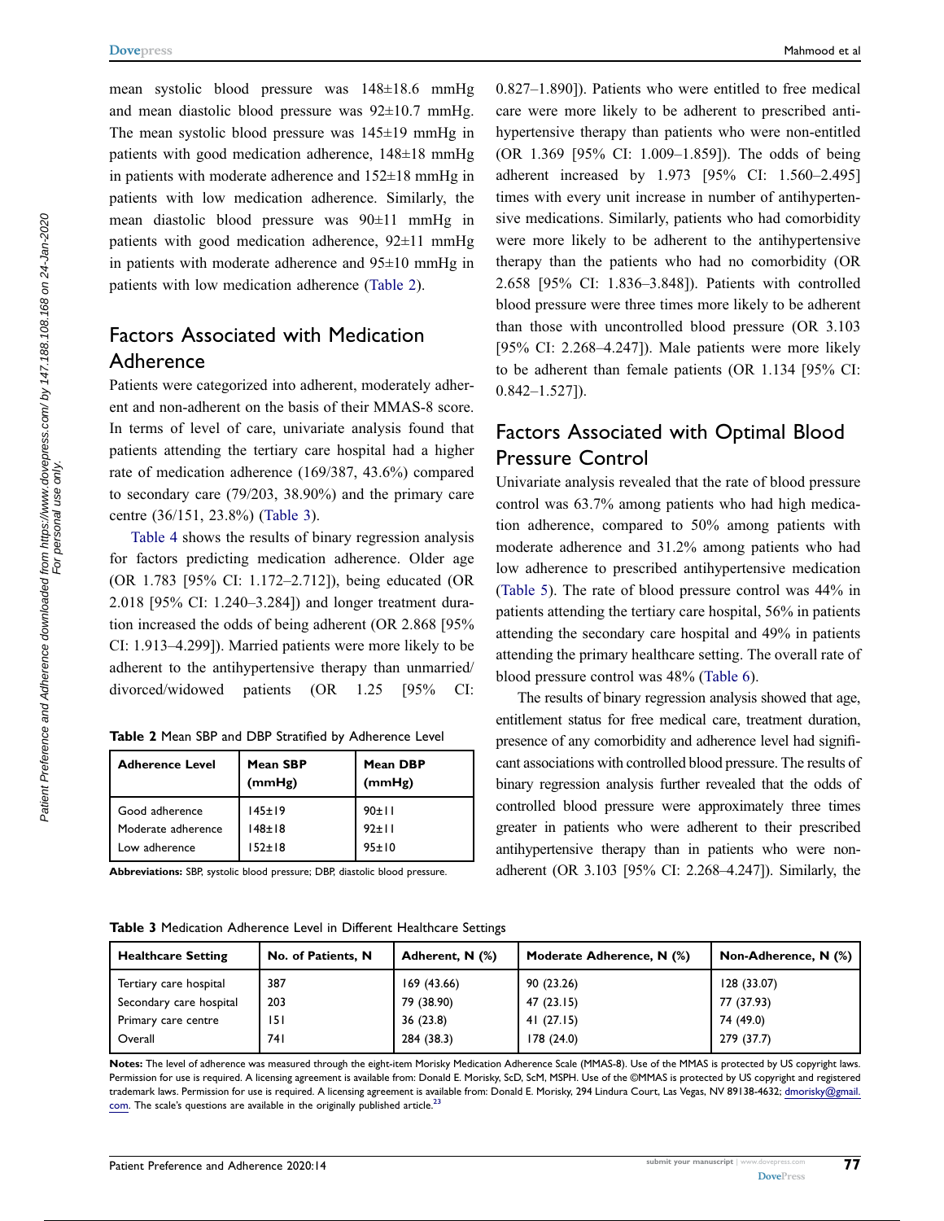mean systolic blood pressure was 148±18.6 mmHg and mean diastolic blood pressure was 92±10.7 mmHg. The mean systolic blood pressure was 145±19 mmHg in patients with good medication adherence, 148±18 mmHg in patients with moderate adherence and 152±18 mmHg in patients with low medication adherence. Similarly, the mean diastolic blood pressure was 90±11 mmHg in patients with good medication adherence, 92±11 mmHg in patients with moderate adherence and 95±10 mmHg in patients with low medication adherence (Table 2).

## Factors Associated with Medication Adherence

Patients were categorized into adherent, moderately adherent and non-adherent on the basis of their MMAS-8 score. In terms of level of care, univariate analysis found that patients attending the tertiary care hospital had a higher rate of medication adherence (169/387, 43.6%) compared to secondary care (79/203, 38.90%) and the primary care centre (36/151, 23.8%) (Table 3).

Table 4 shows the results of binary regression analysis for factors predicting medication adherence. Older age (OR 1.783 [95% CI: 1.172–2.712]), being educated (OR 2.018 [95% CI: 1.240–3.284]) and longer treatment duration increased the odds of being adherent (OR 2.868 [95% CI: 1.913–4.299]). Married patients were more likely to be adherent to the antihypertensive therapy than unmarried/divorced/widowed patients (OR 1.25 [95% CI: 0.827–1.890]). Patients who were entitled to free medical care were more likely to be adherent to prescribed antihypertensive therapy than patients who were non-entitled (OR 1.369 [95% CI: 1.009–1.859]). The odds of being adherent increased by 1.973 [95% CI: 1.560–2.495] times with every unit increase in number of antihypertensive medications. Similarly, patients who had comorbidity were more likely to be adherent to the antihypertensive therapy than the patients who had no comorbidity (OR 2.658 [95% CI: 1.836–3.848]). Patients with controlled blood pressure were three times more likely to be adherent than those with uncontrolled blood pressure (OR 3.103 [95% CI: 2.268–4.247]). Male patients were more likely to be adherent than female patients (OR 1.134 [95% CI: 0.842–1.527]).

**Table 2** Mean SBP and DBP Stratified by Adherence Level

| Adherence Level | Mean SBP (mmHg) | Mean DBP (mmHg) |
|---|---|---|
| Good adherence | 145±19 | 90±11 |
| Moderate adherence | 148±18 | 92±11 |
| Low adherence | 152±18 | 95±10 |

**Abbreviations:** SBP, systolic blood pressure; DBP, diastolic blood pressure.

## Factors Associated with Optimal Blood Pressure Control

Univariate analysis revealed that the rate of blood pressure control was 63.7% among patients who had high medication adherence, compared to 50% among patients with moderate adherence and 31.2% among patients who had low adherence to prescribed antihypertensive medication (Table 5). The rate of blood pressure control was 44% in patients attending the tertiary care hospital, 56% in patients attending the secondary care hospital and 49% in patients attending the primary healthcare setting. The overall rate of blood pressure control was 48% (Table 6).

The results of binary regression analysis showed that age, entitlement status for free medical care, treatment duration, presence of any comorbidity and adherence level had significant associations with controlled blood pressure. The results of binary regression analysis further revealed that the odds of controlled blood pressure were approximately three times greater in patients who were adherent to their prescribed antihypertensive therapy than in patients who were non-adherent (OR 3.103 [95% CI: 2.268–4.247]). Similarly, the

**Table 3** Medication Adherence Level in Different Healthcare Settings

| Healthcare Setting | No. of Patients, N | Adherent, N (%) | Moderate Adherence, N (%) | Non-Adherence, N (%) |
|---|---|---|---|---|
| Tertiary care hospital | 387 | 169 (43.66) | 90 (23.26) | 128 (33.07) |
| Secondary care hospital | 203 | 79 (38.90) | 47 (23.15) | 77 (37.93) |
| Primary care centre | 151 | 36 (23.8) | 41 (27.15) | 74 (49.0) |
| Overall | 741 | 284 (38.3) | 178 (24.0) | 279 (37.7) |

**Notes:** The level of adherence was measured through the eight-item Morisky Medication Adherence Scale (MMAS-8). Use of the MMAS is protected by US copyright laws. Permission for use is required. A licensing agreement is available from: Donald E. Morisky, ScD, ScM, MSPH. Use of the ©MMAS is protected by US copyright and registered trademark laws. Permission for use is required. A licensing agreement is available from: Donald E. Morisky, 294 Lindura Court, Las Vegas, NV 89138-4632; dmorisky@gmail.com. The scale's questions are available in the originally published article.[23]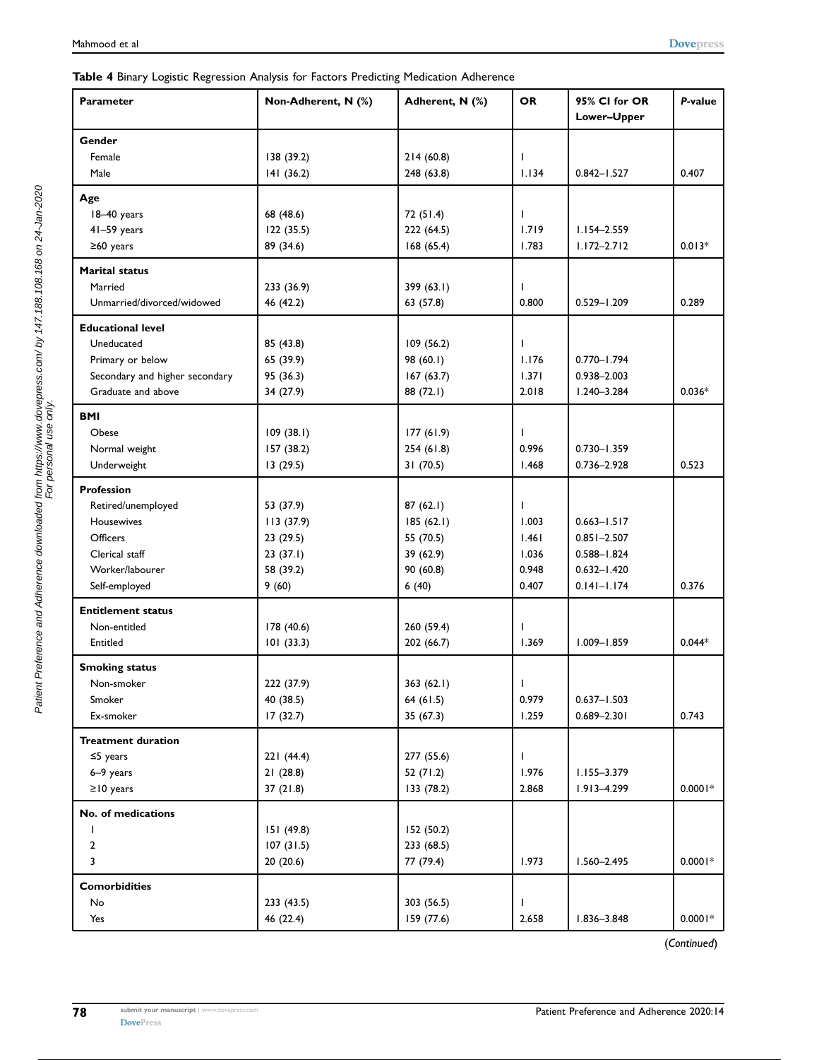**Table 4** Binary Logistic Regression Analysis for Factors Predicting Medication Adherence

| Parameter | Non-Adherent, N (%) | Adherent, N (%) | OR | 95% CI for OR Lower–Upper | *P*-value |
|---|---|---|---|---|---|
| **Gender** | | | | | |
| Female | 138 (39.2) | 214 (60.8) | 1 | | |
| Male | 141 (36.2) | 248 (63.8) | 1.134 | 0.842–1.527 | 0.407 |
| **Age** | | | | | |
| 18–40 years | 68 (48.6) | 72 (51.4) | 1 | | |
| 41–59 years | 122 (35.5) | 222 (64.5) | 1.719 | 1.154–2.559 | |
| ≥60 years | 89 (34.6) | 168 (65.4) | 1.783 | 1.172–2.712 | 0.013* |
| **Marital status** | | | | | |
| Married | 233 (36.9) | 399 (63.1) | 1 | | |
| Unmarried/divorced/widowed | 46 (42.2) | 63 (57.8) | 0.800 | 0.529–1.209 | 0.289 |
| **Educational level** | | | | | |
| Uneducated | 85 (43.8) | 109 (56.2) | 1 | | |
| Primary or below | 65 (39.9) | 98 (60.1) | 1.176 | 0.770–1.794 | |
| Secondary and higher secondary | 95 (36.3) | 167 (63.7) | 1.371 | 0.938–2.003 | |
| Graduate and above | 34 (27.9) | 88 (72.1) | 2.018 | 1.240–3.284 | 0.036* |
| **BMI** | | | | | |
| Obese | 109 (38.1) | 177 (61.9) | 1 | | |
| Normal weight | 157 (38.2) | 254 (61.8) | 0.996 | 0.730–1.359 | |
| Underweight | 13 (29.5) | 31 (70.5) | 1.468 | 0.736–2.928 | 0.523 |
| **Profession** | | | | | |
| Retired/unemployed | 53 (37.9) | 87 (62.1) | 1 | | |
| Housewives | 113 (37.9) | 185 (62.1) | 1.003 | 0.663–1.517 | |
| Officers | 23 (29.5) | 55 (70.5) | 1.461 | 0.851–2.507 | |
| Clerical staff | 23 (37.1) | 39 (62.9) | 1.036 | 0.588–1.824 | |
| Worker/labourer | 58 (39.2) | 90 (60.8) | 0.948 | 0.632–1.420 | |
| Self-employed | 9 (60) | 6 (40) | 0.407 | 0.141–1.174 | 0.376 |
| **Entitlement status** | | | | | |
| Non-entitled | 178 (40.6) | 260 (59.4) | 1 | | |
| Entitled | 101 (33.3) | 202 (66.7) | 1.369 | 1.009–1.859 | 0.044* |
| **Smoking status** | | | | | |
| Non-smoker | 222 (37.9) | 363 (62.1) | 1 | | |
| Smoker | 40 (38.5) | 64 (61.5) | 0.979 | 0.637–1.503 | |
| Ex-smoker | 17 (32.7) | 35 (67.3) | 1.259 | 0.689–2.301 | 0.743 |
| **Treatment duration** | | | | | |
| ≤5 years | 221 (44.4) | 277 (55.6) | 1 | | |
| 6–9 years | 21 (28.8) | 52 (71.2) | 1.976 | 1.155–3.379 | |
| ≥10 years | 37 (21.8) | 133 (78.2) | 2.868 | 1.913–4.299 | 0.0001* |
| **No. of medications** | | | | | |
| 1 | 151 (49.8) | 152 (50.2) | | | |
| 2 | 107 (31.5) | 233 (68.5) | | | |
| 3 | 20 (20.6) | 77 (79.4) | 1.973 | 1.560–2.495 | 0.0001* |
| **Comorbidities** | | | | | |
| No | 233 (43.5) | 303 (56.5) | 1 | | |
| Yes | 46 (22.4) | 159 (77.6) | 2.658 | 1.836–3.848 | 0.0001* |

(*Continued*)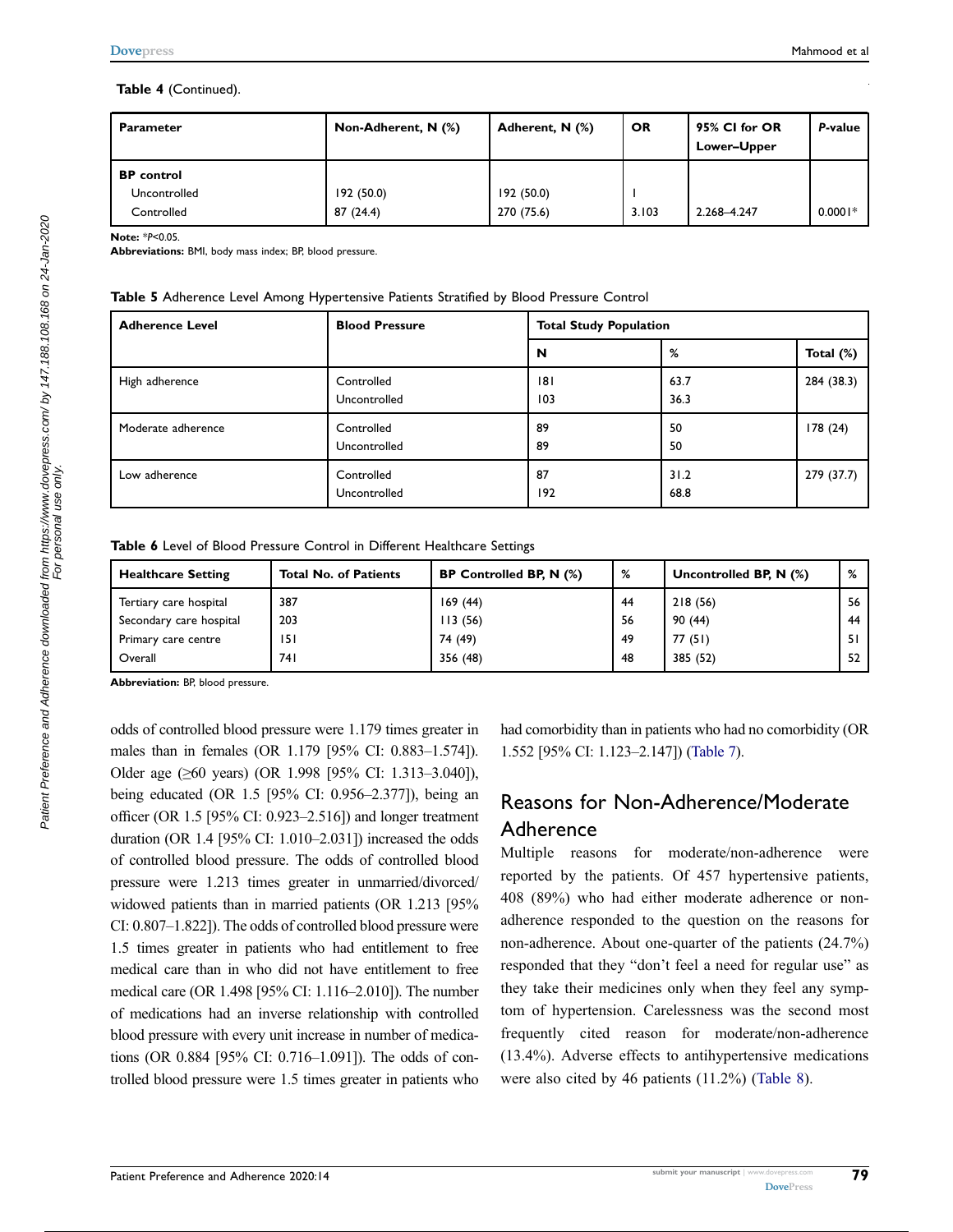**Table 4** (Continued).

| Parameter | Non-Adherent, N (%) | Adherent, N (%) | OR | 95% CI for OR Lower–Upper | P-value |
|---|---|---|---|---|---|
| **BP control** | | | | | |
| Uncontrolled | 192 (50.0) | 192 (50.0) | 1 | | |
| Controlled | 87 (24.4) | 270 (75.6) | 3.103 | 2.268–4.247 | 0.0001* |

**Note:** *$P<0.05$.
**Abbreviations:** BMI, body mass index; BP, blood pressure.

**Table 5** Adherence Level Among Hypertensive Patients Stratified by Blood Pressure Control

| Adherence Level | Blood Pressure | Total Study Population | | |
|---|---|---|---|---|
| | | N | % | Total (%) |
| High adherence | Controlled<br>Uncontrolled | 181<br>103 | 63.7<br>36.3 | 284 (38.3) |
| Moderate adherence | Controlled<br>Uncontrolled | 89<br>89 | 50<br>50 | 178 (24) |
| Low adherence | Controlled<br>Uncontrolled | 87<br>192 | 31.2<br>68.8 | 279 (37.7) |

**Table 6** Level of Blood Pressure Control in Different Healthcare Settings

| Healthcare Setting | Total No. of Patients | BP Controlled BP, N (%) | % | Uncontrolled BP, N (%) | % |
|---|---|---|---|---|---|
| Tertiary care hospital | 387 | 169 (44) | 44 | 218 (56) | 56 |
| Secondary care hospital | 203 | 113 (56) | 56 | 90 (44) | 44 |
| Primary care centre | 151 | 74 (49) | 49 | 77 (51) | 51 |
| Overall | 741 | 356 (48) | 48 | 385 (52) | 52 |

**Abbreviation:** BP, blood pressure.

odds of controlled blood pressure were 1.179 times greater in males than in females (OR 1.179 [95% CI: 0.883–1.574]). Older age (≥60 years) (OR 1.998 [95% CI: 1.313–3.040]), being educated (OR 1.5 [95% CI: 0.956–2.377]), being an officer (OR 1.5 [95% CI: 0.923–2.516]) and longer treatment duration (OR 1.4 [95% CI: 1.010–2.031]) increased the odds of controlled blood pressure. The odds of controlled blood pressure were 1.213 times greater in unmarried/divorced/widowed patients than in married patients (OR 1.213 [95% CI: 0.807–1.822]). The odds of controlled blood pressure were 1.5 times greater in patients who had entitlement to free medical care than in who did not have entitlement to free medical care (OR 1.498 [95% CI: 1.116–2.010]). The number of medications had an inverse relationship with controlled blood pressure with every unit increase in number of medications (OR 0.884 [95% CI: 0.716–1.091]). The odds of controlled blood pressure were 1.5 times greater in patients who had comorbidity than in patients who had no comorbidity (OR 1.552 [95% CI: 1.123–2.147]) (Table 7).

## Reasons for Non-Adherence/Moderate Adherence

Multiple reasons for moderate/non-adherence were reported by the patients. Of 457 hypertensive patients, 408 (89%) who had either moderate adherence or non-adherence responded to the question on the reasons for non-adherence. About one-quarter of the patients (24.7%) responded that they "don't feel a need for regular use" as they take their medicines only when they feel any symptom of hypertension. Carelessness was the second most frequently cited reason for moderate/non-adherence (13.4%). Adverse effects to antihypertensive medications were also cited by 46 patients (11.2%) (Table 8).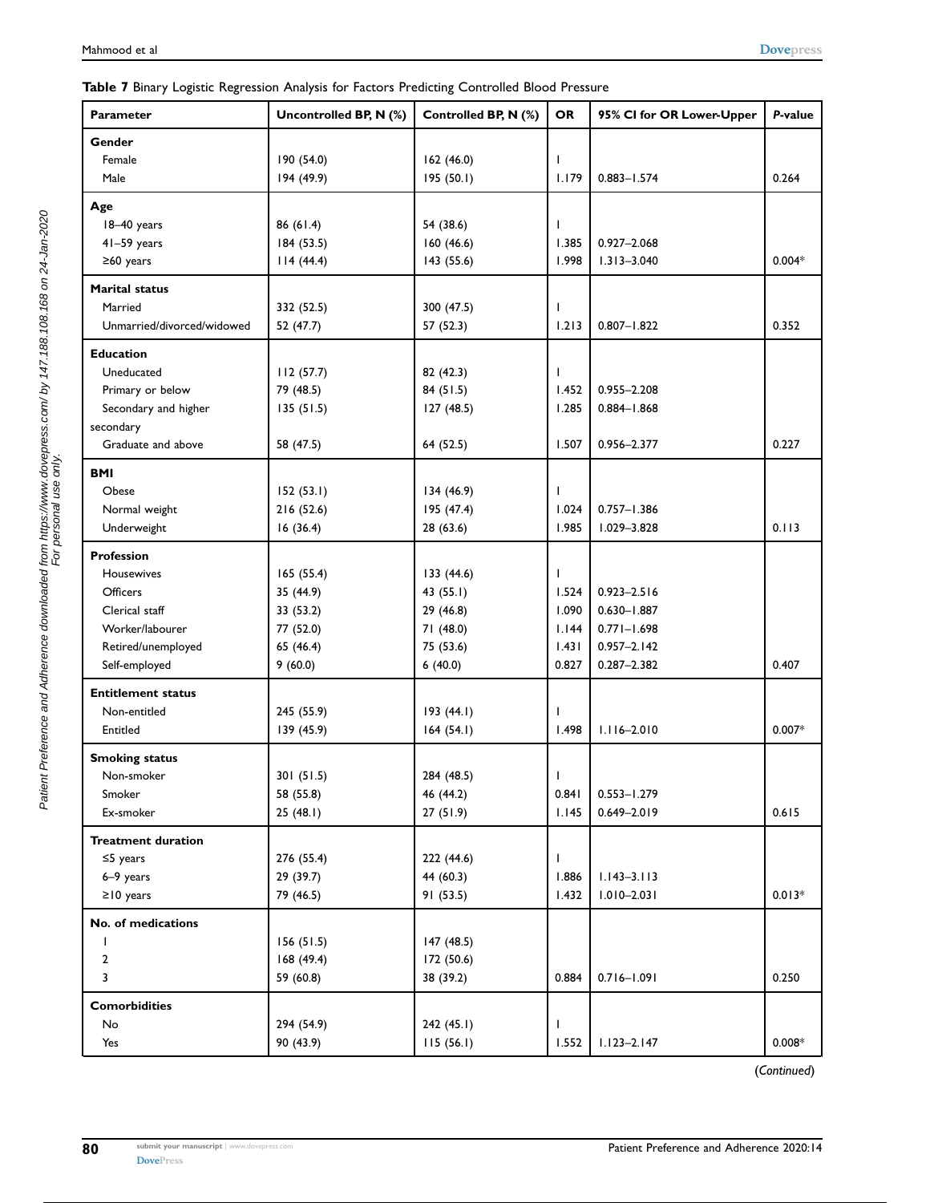**Table 7** Binary Logistic Regression Analysis for Factors Predicting Controlled Blood Pressure

| Parameter | Uncontrolled BP, N (%) | Controlled BP, N (%) | OR | 95% CI for OR Lower-Upper | *P*-value |
|---|---|---|---|---|---|
| **Gender** | | | | | |
| Female | 190 (54.0) | 162 (46.0) | 1 | | |
| Male | 194 (49.9) | 195 (50.1) | 1.179 | 0.883–1.574 | 0.264 |
| **Age** | | | | | |
| 18–40 years | 86 (61.4) | 54 (38.6) | 1 | | |
| 41–59 years | 184 (53.5) | 160 (46.6) | 1.385 | 0.927–2.068 | |
| ≥60 years | 114 (44.4) | 143 (55.6) | 1.998 | 1.313–3.040 | 0.004* |
| **Marital status** | | | | | |
| Married | 332 (52.5) | 300 (47.5) | 1 | | |
| Unmarried/divorced/widowed | 52 (47.7) | 57 (52.3) | 1.213 | 0.807–1.822 | 0.352 |
| **Education** | | | | | |
| Uneducated | 112 (57.7) | 82 (42.3) | 1 | | |
| Primary or below | 79 (48.5) | 84 (51.5) | 1.452 | 0.955–2.208 | |
| Secondary and higher secondary | 135 (51.5) | 127 (48.5) | 1.285 | 0.884–1.868 | |
| Graduate and above | 58 (47.5) | 64 (52.5) | 1.507 | 0.956–2.377 | 0.227 |
| **BMI** | | | | | |
| Obese | 152 (53.1) | 134 (46.9) | 1 | | |
| Normal weight | 216 (52.6) | 195 (47.4) | 1.024 | 0.757–1.386 | |
| Underweight | 16 (36.4) | 28 (63.6) | 1.985 | 1.029–3.828 | 0.113 |
| **Profession** | | | | | |
| Housewives | 165 (55.4) | 133 (44.6) | 1 | | |
| Officers | 35 (44.9) | 43 (55.1) | 1.524 | 0.923–2.516 | |
| Clerical staff | 33 (53.2) | 29 (46.8) | 1.090 | 0.630–1.887 | |
| Worker/labourer | 77 (52.0) | 71 (48.0) | 1.144 | 0.771–1.698 | |
| Retired/unemployed | 65 (46.4) | 75 (53.6) | 1.431 | 0.957–2.142 | |
| Self-employed | 9 (60.0) | 6 (40.0) | 0.827 | 0.287–2.382 | 0.407 |
| **Entitlement status** | | | | | |
| Non-entitled | 245 (55.9) | 193 (44.1) | 1 | | |
| Entitled | 139 (45.9) | 164 (54.1) | 1.498 | 1.116–2.010 | 0.007* |
| **Smoking status** | | | | | |
| Non-smoker | 301 (51.5) | 284 (48.5) | 1 | | |
| Smoker | 58 (55.8) | 46 (44.2) | 0.841 | 0.553–1.279 | |
| Ex-smoker | 25 (48.1) | 27 (51.9) | 1.145 | 0.649–2.019 | 0.615 |
| **Treatment duration** | | | | | |
| ≤5 years | 276 (55.4) | 222 (44.6) | 1 | | |
| 6–9 years | 29 (39.7) | 44 (60.3) | 1.886 | 1.143–3.113 | |
| ≥10 years | 79 (46.5) | 91 (53.5) | 1.432 | 1.010–2.031 | 0.013* |
| **No. of medications** | | | | | |
| 1 | 156 (51.5) | 147 (48.5) | | | |
| 2 | 168 (49.4) | 172 (50.6) | | | |
| 3 | 59 (60.8) | 38 (39.2) | 0.884 | 0.716–1.091 | 0.250 |
| **Comorbidities** | | | | | |
| No | 294 (54.9) | 242 (45.1) | 1 | | |
| Yes | 90 (43.9) | 115 (56.1) | 1.552 | 1.123–2.147 | 0.008* |

(*Continued*)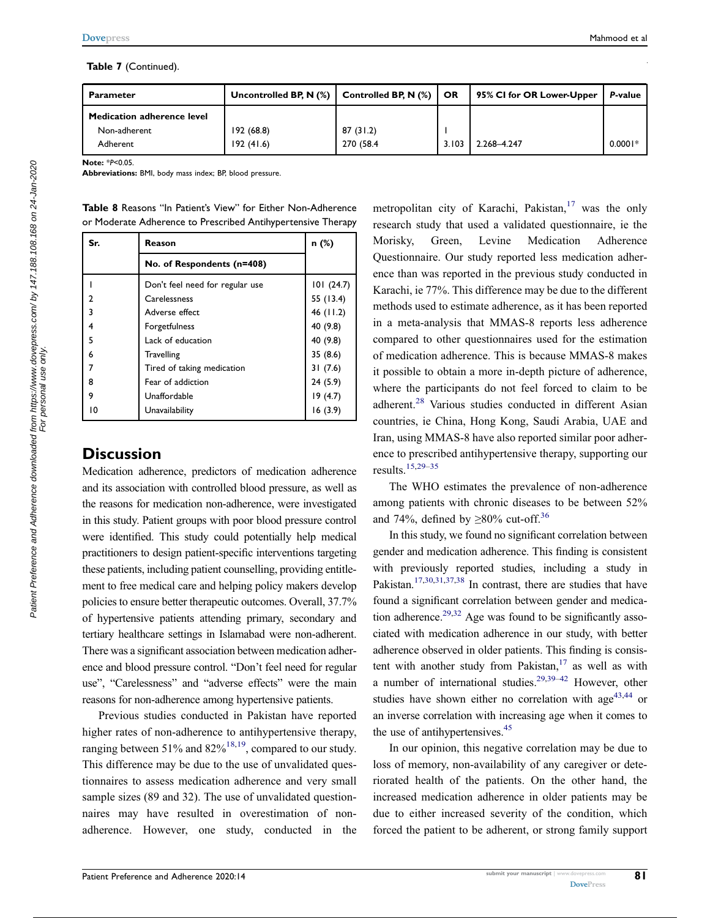**Table 7** (Continued).

| Parameter | Uncontrolled BP, N (%) | Controlled BP, N (%) | OR | 95% CI for OR Lower-Upper | P-value |
|---|---|---|---|---|---|
| **Medication adherence level** | | | | | |
| Non-adherent | 192 (68.8) | 87 (31.2) | 1 | | |
| Adherent | 192 (41.6) | 270 (58.4 | 3.103 | 2.268–4.247 | 0.0001* |

**Note:** *P<0.05.
**Abbreviations:** BMI, body mass index; BP, blood pressure.

**Table 8** Reasons "In Patient's View" for Either Non-Adherence or Moderate Adherence to Prescribed Antihypertensive Therapy

| Sr. | Reason | n (%) |
|---|---|---|
| | **No. of Respondents (n=408)** | |
| 1 | Don't feel need for regular use | 101 (24.7) |
| 2 | Carelessness | 55 (13.4) |
| 3 | Adverse effect | 46 (11.2) |
| 4 | Forgetfulness | 40 (9.8) |
| 5 | Lack of education | 40 (9.8) |
| 6 | Travelling | 35 (8.6) |
| 7 | Tired of taking medication | 31 (7.6) |
| 8 | Fear of addiction | 24 (5.9) |
| 9 | Unaffordable | 19 (4.7) |
| 10 | Unavailability | 16 (3.9) |

## Discussion

Medication adherence, predictors of medication adherence and its association with controlled blood pressure, as well as the reasons for medication non-adherence, were investigated in this study. Patient groups with poor blood pressure control were identified. This study could potentially help medical practitioners to design patient-specific interventions targeting these patients, including patient counselling, providing entitlement to free medical care and helping policy makers develop policies to ensure better therapeutic outcomes. Overall, 37.7% of hypertensive patients attending primary, secondary and tertiary healthcare settings in Islamabad were non-adherent. There was a significant association between medication adherence and blood pressure control. "Don't feel need for regular use", "Carelessness" and "adverse effects" were the main reasons for non-adherence among hypertensive patients.

Previous studies conducted in Pakistan have reported higher rates of non-adherence to antihypertensive therapy, ranging between 51% and 82%[18,19], compared to our study. This difference may be due to the use of unvalidated questionnaires to assess medication adherence and very small sample sizes (89 and 32). The use of unvalidated questionnaires may have resulted in overestimation of non-adherence. However, one study, conducted in the metropolitan city of Karachi, Pakistan,[17] was the only research study that used a validated questionnaire, ie the Morisky, Green, Levine Medication Adherence Questionnaire. Our study reported less medication adherence than was reported in the previous study conducted in Karachi, ie 77%. This difference may be due to the different methods used to estimate adherence, as it has been reported in a meta-analysis that MMAS-8 reports less adherence compared to other questionnaires used for the estimation of medication adherence. This is because MMAS-8 makes it possible to obtain a more in-depth picture of adherence, where the participants do not feel forced to claim to be adherent.[28] Various studies conducted in different Asian countries, ie China, Hong Kong, Saudi Arabia, UAE and Iran, using MMAS-8 have also reported similar poor adherence to prescribed antihypertensive therapy, supporting our results.[15,29–35]

The WHO estimates the prevalence of non-adherence among patients with chronic diseases to be between 52% and 74%, defined by ≥80% cut-off.[36]

In this study, we found no significant correlation between gender and medication adherence. This finding is consistent with previously reported studies, including a study in Pakistan.[17,30,31,37,38] In contrast, there are studies that have found a significant correlation between gender and medication adherence.[29,32] Age was found to be significantly associated with medication adherence in our study, with better adherence observed in older patients. This finding is consistent with another study from Pakistan,[17] as well as with a number of international studies.[29,39–42] However, other studies have shown either no correlation with age[43,44] or an inverse correlation with increasing age when it comes to the use of antihypertensives.[45]

In our opinion, this negative correlation may be due to loss of memory, non-availability of any caregiver or deteriorated health of the patients. On the other hand, the increased medication adherence in older patients may be due to either increased severity of the condition, which forced the patient to be adherent, or strong family support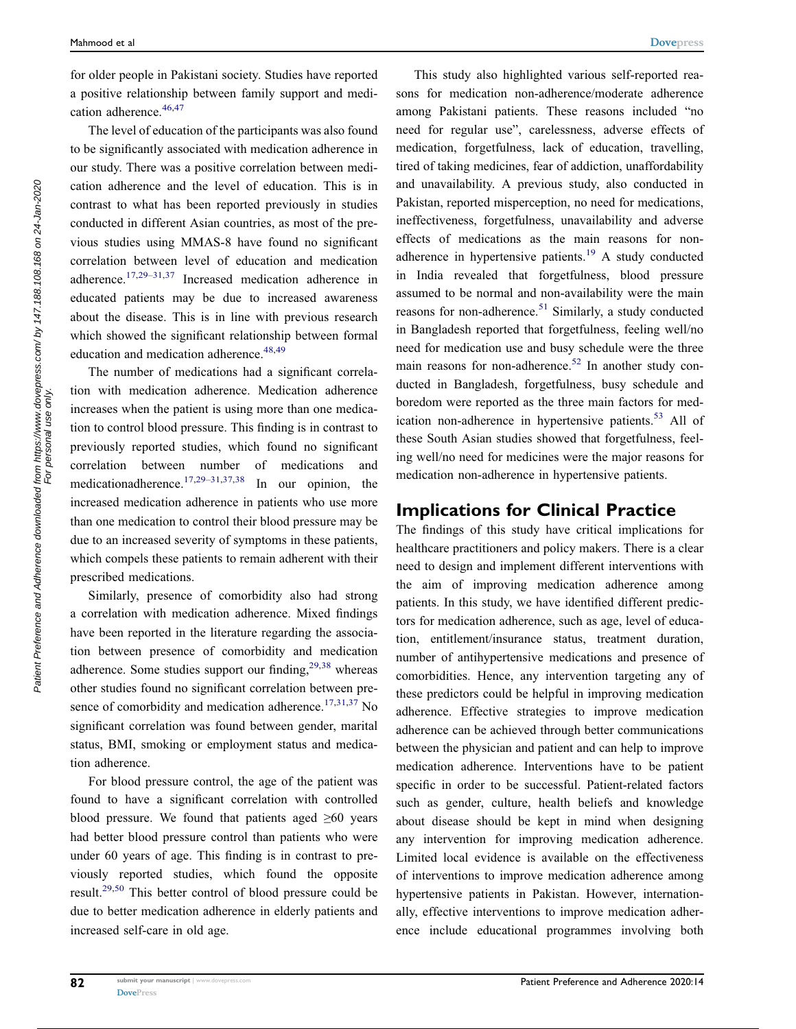for older people in Pakistani society. Studies have reported a positive relationship between family support and medication adherence.[46,47]

The level of education of the participants was also found to be significantly associated with medication adherence in our study. There was a positive correlation between medication adherence and the level of education. This is in contrast to what has been reported previously in studies conducted in different Asian countries, as most of the previous studies using MMAS-8 have found no significant correlation between level of education and medication adherence.[17,29–31,37] Increased medication adherence in educated patients may be due to increased awareness about the disease. This is in line with previous research which showed the significant relationship between formal education and medication adherence.[48,49]

The number of medications had a significant correlation with medication adherence. Medication adherence increases when the patient is using more than one medication to control blood pressure. This finding is in contrast to previously reported studies, which found no significant correlation between number of medications and medicationadherence.[17,29–31,37,38] In our opinion, the increased medication adherence in patients who use more than one medication to control their blood pressure may be due to an increased severity of symptoms in these patients, which compels these patients to remain adherent with their prescribed medications.

Similarly, presence of comorbidity also had strong a correlation with medication adherence. Mixed findings have been reported in the literature regarding the association between presence of comorbidity and medication adherence. Some studies support our finding,[29,38] whereas other studies found no significant correlation between presence of comorbidity and medication adherence.[17,31,37] No significant correlation was found between gender, marital status, BMI, smoking or employment status and medication adherence.

For blood pressure control, the age of the patient was found to have a significant correlation with controlled blood pressure. We found that patients aged ≥60 years had better blood pressure control than patients who were under 60 years of age. This finding is in contrast to previously reported studies, which found the opposite result.[29,50] This better control of blood pressure could be due to better medication adherence in elderly patients and increased self-care in old age.

This study also highlighted various self-reported reasons for medication non-adherence/moderate adherence among Pakistani patients. These reasons included "no need for regular use", carelessness, adverse effects of medication, forgetfulness, lack of education, travelling, tired of taking medicines, fear of addiction, unaffordability and unavailability. A previous study, also conducted in Pakistan, reported misperception, no need for medications, ineffectiveness, forgetfulness, unavailability and adverse effects of medications as the main reasons for non-adherence in hypertensive patients.[19] A study conducted in India revealed that forgetfulness, blood pressure assumed to be normal and non-availability were the main reasons for non-adherence.[51] Similarly, a study conducted in Bangladesh reported that forgetfulness, feeling well/no need for medication use and busy schedule were the three main reasons for non-adherence.[52] In another study conducted in Bangladesh, forgetfulness, busy schedule and boredom were reported as the three main factors for medication non-adherence in hypertensive patients.[53] All of these South Asian studies showed that forgetfulness, feeling well/no need for medicines were the major reasons for medication non-adherence in hypertensive patients.

## Implications for Clinical Practice

The findings of this study have critical implications for healthcare practitioners and policy makers. There is a clear need to design and implement different interventions with the aim of improving medication adherence among patients. In this study, we have identified different predictors for medication adherence, such as age, level of education, entitlement/insurance status, treatment duration, number of antihypertensive medications and presence of comorbidities. Hence, any intervention targeting any of these predictors could be helpful in improving medication adherence. Effective strategies to improve medication adherence can be achieved through better communications between the physician and patient and can help to improve medication adherence. Interventions have to be patient specific in order to be successful. Patient-related factors such as gender, culture, health beliefs and knowledge about disease should be kept in mind when designing any intervention for improving medication adherence. Limited local evidence is available on the effectiveness of interventions to improve medication adherence among hypertensive patients in Pakistan. However, internationally, effective interventions to improve medication adherence include educational programmes involving both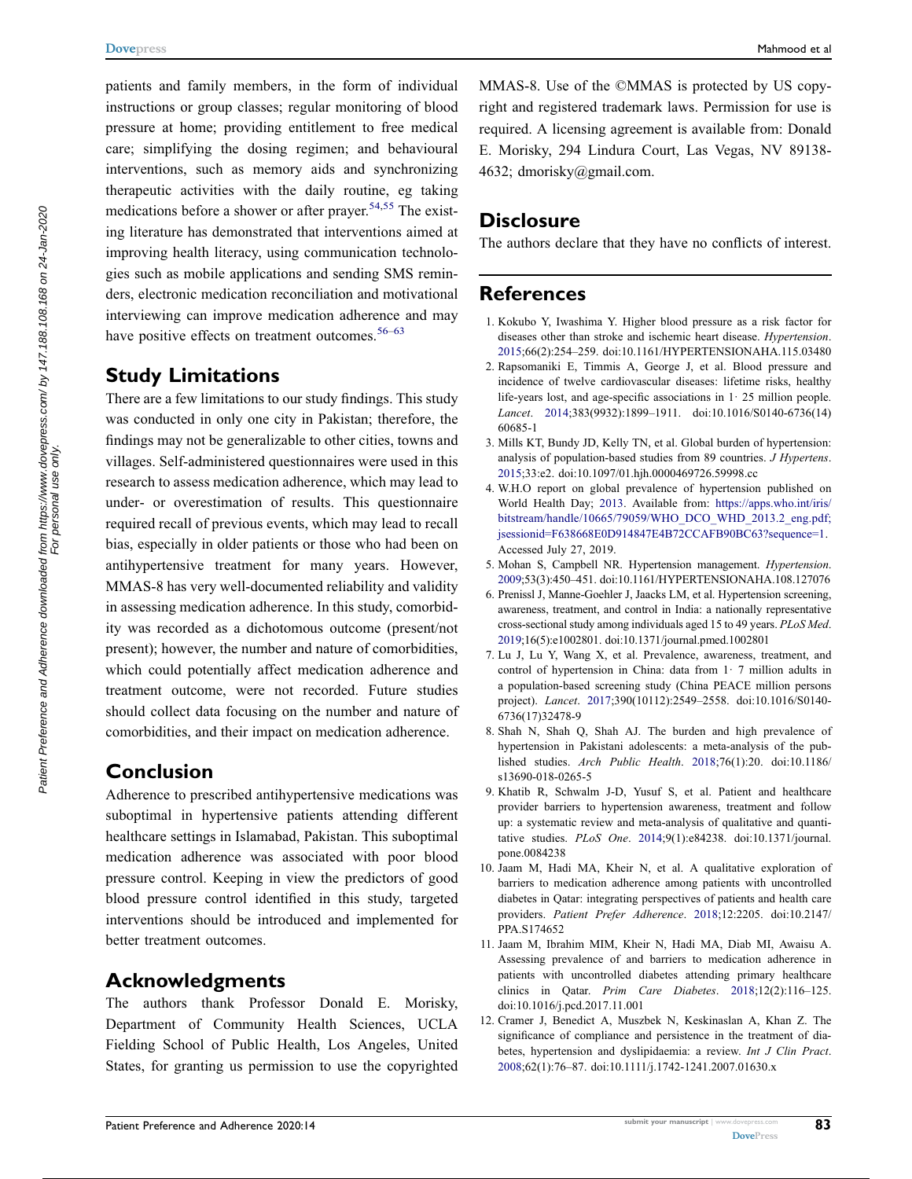patients and family members, in the form of individual instructions or group classes; regular monitoring of blood pressure at home; providing entitlement to free medical care; simplifying the dosing regimen; and behavioural interventions, such as memory aids and synchronizing therapeutic activities with the daily routine, eg taking medications before a shower or after prayer.[54,55] The existing literature has demonstrated that interventions aimed at improving health literacy, using communication technologies such as mobile applications and sending SMS reminders, electronic medication reconciliation and motivational interviewing can improve medication adherence and may have positive effects on treatment outcomes.[56–63]

## Study Limitations

There are a few limitations to our study findings. This study was conducted in only one city in Pakistan; therefore, the findings may not be generalizable to other cities, towns and villages. Self-administered questionnaires were used in this research to assess medication adherence, which may lead to under- or overestimation of results. This questionnaire required recall of previous events, which may lead to recall bias, especially in older patients or those who had been on antihypertensive treatment for many years. However, MMAS-8 has very well-documented reliability and validity in assessing medication adherence. In this study, comorbidity was recorded as a dichotomous outcome (present/not present); however, the number and nature of comorbidities, which could potentially affect medication adherence and treatment outcome, were not recorded. Future studies should collect data focusing on the number and nature of comorbidities, and their impact on medication adherence.

## Conclusion

Adherence to prescribed antihypertensive medications was suboptimal in hypertensive patients attending different healthcare settings in Islamabad, Pakistan. This suboptimal medication adherence was associated with poor blood pressure control. Keeping in view the predictors of good blood pressure control identified in this study, targeted interventions should be introduced and implemented for better treatment outcomes.

## Acknowledgments

The authors thank Professor Donald E. Morisky, Department of Community Health Sciences, UCLA Fielding School of Public Health, Los Angeles, United States, for granting us permission to use the copyrighted MMAS-8. Use of the ©MMAS is protected by US copyright and registered trademark laws. Permission for use is required. A licensing agreement is available from: Donald E. Morisky, 294 Lindura Court, Las Vegas, NV 89138-4632; dmorisky@gmail.com.

## Disclosure

The authors declare that they have no conflicts of interest.

## References

1. Kokubo Y, Iwashima Y. Higher blood pressure as a risk factor for diseases other than stroke and ischemic heart disease. *Hypertension*. 2015;66(2):254–259. doi:10.1161/HYPERTENSIONAHA.115.03480
2. Rapsomaniki E, Timmis A, George J, et al. Blood pressure and incidence of twelve cardiovascular diseases: lifetime risks, healthy life-years lost, and age-specific associations in 1· 25 million people. *Lancet*. 2014;383(9932):1899–1911. doi:10.1016/S0140-6736(14)60685-1
3. Mills KT, Bundy JD, Kelly TN, et al. Global burden of hypertension: analysis of population-based studies from 89 countries. *J Hypertens*. 2015;33:e2. doi:10.1097/01.hjh.0000469726.59998.cc
4. W.H.O report on global prevalence of hypertension published on World Health Day; 2013. Available from: https://apps.who.int/iris/bitstream/handle/10665/79059/WHO_DCO_WHD_2013.2_eng.pdf;jsessionid=F638668E0D914847E4B72CCAFB90BC63?sequence=1. Accessed July 27, 2019.
5. Mohan S, Campbell NR. Hypertension management. *Hypertension*. 2009;53(3):450–451. doi:10.1161/HYPERTENSIONAHA.108.127076
6. Prenissl J, Manne-Goehler J, Jaacks LM, et al. Hypertension screening, awareness, treatment, and control in India: a nationally representative cross-sectional study among individuals aged 15 to 49 years. *PLoS Med*. 2019;16(5):e1002801. doi:10.1371/journal.pmed.1002801
7. Lu J, Lu Y, Wang X, et al. Prevalence, awareness, treatment, and control of hypertension in China: data from 1· 7 million adults in a population-based screening study (China PEACE million persons project). *Lancet*. 2017;390(10112):2549–2558. doi:10.1016/S0140-6736(17)32478-9
8. Shah N, Shah Q, Shah AJ. The burden and high prevalence of hypertension in Pakistani adolescents: a meta-analysis of the published studies. *Arch Public Health*. 2018;76(1):20. doi:10.1186/s13690-018-0265-5
9. Khatib R, Schwalm J-D, Yusuf S, et al. Patient and healthcare provider barriers to hypertension awareness, treatment and follow up: a systematic review and meta-analysis of qualitative and quantitative studies. *PLoS One*. 2014;9(1):e84238. doi:10.1371/journal.pone.0084238
10. Jaam M, Hadi MA, Kheir N, et al. A qualitative exploration of barriers to medication adherence among patients with uncontrolled diabetes in Qatar: integrating perspectives of patients and health care providers. *Patient Prefer Adherence*. 2018;12:2205. doi:10.2147/PPA.S174652
11. Jaam M, Ibrahim MIM, Kheir N, Hadi MA, Diab MI, Awaisu A. Assessing prevalence of and barriers to medication adherence in patients with uncontrolled diabetes attending primary healthcare clinics in Qatar. *Prim Care Diabetes*. 2018;12(2):116–125. doi:10.1016/j.pcd.2017.11.001
12. Cramer J, Benedict A, Muszbek N, Keskinaslan A, Khan Z. The significance of compliance and persistence in the treatment of diabetes, hypertension and dyslipidaemia: a review. *Int J Clin Pract*. 2008;62(1):76–87. doi:10.1111/j.1742-1241.2007.01630.x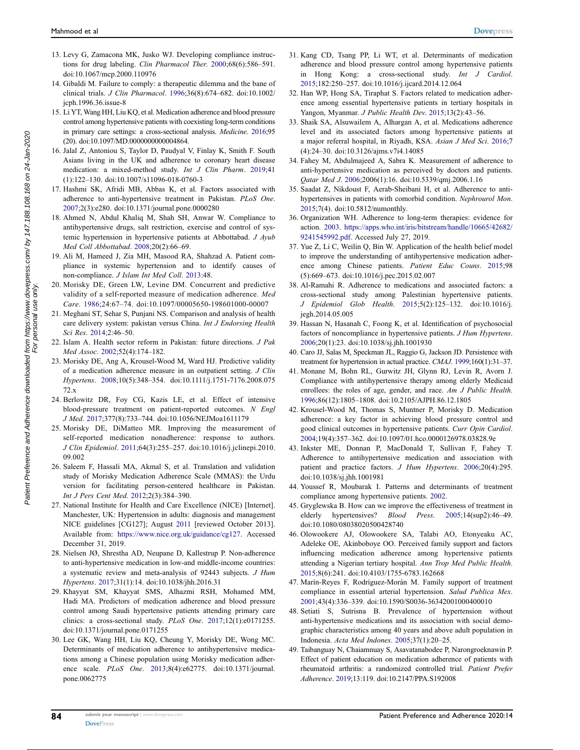13. Levy G, Zamacona MK, Jusko WJ. Developing compliance instructions for drug labeling. *Clin Pharmacol Ther*. 2000;68(6):586–591. doi:10.1067/mcp.2000.110976
14. Gibaldi M. Failure to comply: a therapeutic dilemma and the bane of clinical trials. *J Clin Pharmacol*. 1996;36(8):674–682. doi:10.1002/jcph.1996.36.issue-8
15. Li YT, Wang HH, Liu KQ, et al. Medication adherence and blood pressure control among hypertensive patients with coexisting long-term conditions in primary care settings: a cross-sectional analysis. *Medicine*. 2016;95(20). doi:10.1097/MD.0000000000004864.
16. Jalal Z, Antoniou S, Taylor D, Paudyal V, Finlay K, Smith F. South Asians living in the UK and adherence to coronary heart disease medication: a mixed-method study. *Int J Clin Pharm*. 2019;41(1):122–130. doi:10.1007/s11096-018-0760-3
17. Hashmi SK, Afridi MB, Abbas K, et al. Factors associated with adherence to anti-hypertensive treatment in Pakistan. *PLoS One*. 2007;2(3):e280. doi:10.1371/journal.pone.0000280
18. Ahmed N, Abdul Khaliq M, Shah SH, Anwar W. Compliance to antihypertensive drugs, salt restriction, exercise and control of systemic hypertension in hypertensive patients at Abbottabad. *J Ayub Med Coll Abbottabad*. 2008;20(2):66–69.
19. Ali M, Hameed J, Zia MH, Masood RA, Shahzad A. Patient compliance in systemic hypertension and to identify causes of non-compliance. *J Islam Int Med Coll*. 2013:48.
20. Morisky DE, Green LW, Levine DM. Concurrent and predictive validity of a self-reported measure of medication adherence. *Med Care*. 1986;24:67–74. doi:10.1097/00005650-198601000-00007
21. Meghani ST, Sehar S, Punjani NS. Comparison and analysis of health care delivery system: pakistan versus China. *Int J Endorsing Health Sci Res*. 2014;2:46–50.
22. Islam A. Health sector reform in Pakistan: future directions. *J Pak Med Assoc*. 2002;52(4):174–182.
23. Morisky DE, Ang A, Krousel-Wood M, Ward HJ. Predictive validity of a medication adherence measure in an outpatient setting. *J Clin Hypertens*. 2008;10(5):348–354. doi:10.1111/j.1751-7176.2008.07572.x
24. Berlowitz DR, Foy CG, Kazis LE, et al. Effect of intensive blood-pressure treatment on patient-reported outcomes. *N Engl J Med*. 2017;377(8):733–744. doi:10.1056/NEJMoa1611179
25. Morisky DE, DiMatteo MR. Improving the measurement of self-reported medication nonadherence: response to authors. *J Clin Epidemiol*. 2011;64(3):255–257. doi:10.1016/j.jclinepi.2010.09.002
26. Saleem F, Hassali MA, Akmal S, et al. Translation and validation study of Morisky Medication Adherence Scale (MMAS): the Urdu version for facilitating person-centered healthcare in Pakistan. *Int J Pers Cent Med*. 2012;2(3):384–390.
27. National Institute for Health and Care Excellence (NICE) [Internet]. Manchester, UK: Hypertension in adults: diagnosis and management NICE guidelines [CG127]; August 2011 [reviewed October 2013]. Available from: https://www.nice.org.uk/guidance/cg127. Accessed December 31, 2019.
28. Nielsen JØ, Shrestha AD, Neupane D, Kallestrup P. Non-adherence to anti-hypertensive medication in low-and middle-income countries: a systematic review and meta-analysis of 92443 subjects. *J Hum Hypertens*. 2017;31(1):14. doi:10.1038/jhh.2016.31
29. Khayyat SM, Khayyat SMS, Alhazmi RSH, Mohamed MM, Hadi MA. Predictors of medication adherence and blood pressure control among Saudi hypertensive patients attending primary care clinics: a cross-sectional study. *PLoS One*. 2017;12(1):e0171255. doi:10.1371/journal.pone.0171255
30. Lee GK, Wang HH, Liu KQ, Cheung Y, Morisky DE, Wong MC. Determinants of medication adherence to antihypertensive medications among a Chinese population using Morisky medication adherence scale. *PLoS One*. 2013;8(4):e62775. doi:10.1371/journal.pone.0062775
31. Kang CD, Tsang PP, Li WT, et al. Determinants of medication adherence and blood pressure control among hypertensive patients in Hong Kong: a cross-sectional study. *Int J Cardiol*. 2015;182:250–257. doi:10.1016/j.ijcard.2014.12.064
32. Han WP, Hong SA, Tiraphat S. Factors related to medication adherence among essential hypertensive patients in tertiary hospitals in Yangon, Myanmar. *J Public Health Dev*. 2015;13(2):43–56.
33. Shaik SA, Alsuwailem A, Alhargan A, et al. Medications adherence level and its associated factors among hypertensive patients at a major referral hospital, in Riyadh, KSA. *Asian J Med Sci*. 2016;7(4):24–30. doi:10.3126/ajms.v7i4.14085
34. Fahey M, Abdulmajeed A, Sabra K. Measurement of adherence to anti-hypertensive medication as perceived by doctors and patients. *Qatar Med J*. 2006;2006(1):16. doi:10.5339/qmj.2006.1.16
35. Saadat Z, Nikdoust F, Aerab-Sheibani H, et al. Adherence to antihypertensives in patients with comorbid condition. *Nephrourol Mon*. 2015;7(4). doi:10.5812/numonthly.
36. Organization WH. Adherence to long-term therapies: evidence for action. 2003. https://apps.who.int/iris/bitstream/handle/10665/42682/9241545992.pdf. Accessed July 27, 2019.
37. Yue Z, Li C, Weilin Q, Bin W. Application of the health belief model to improve the understanding of antihypertensive medication adherence among Chinese patients. *Patient Educ Couns*. 2015;98(5):669–673. doi:10.1016/j.pec.2015.02.007
38. Al-Ramahi R. Adherence to medications and associated factors: a cross-sectional study among Palestinian hypertensive patients. *J Epidemiol Glob Health*. 2015;5(2):125–132. doi:10.1016/j.jegh.2014.05.005
39. Hassan N, Hasanah C, Foong K, et al. Identification of psychosocial factors of noncompliance in hypertensive patients. *J Hum Hypertens*. 2006;20(1):23. doi:10.1038/sj.jhh.1001930
40. Caro JJ, Salas M, Speckman JL, Raggio G, Jackson JD. Persistence with treatment for hypertension in actual practice. *CMAJ*. 1999;160(1):31–37.
41. Monane M, Bohn RL, Gurwitz JH, Glynn RJ, Levin R, Avorn J. Compliance with antihypertensive therapy among elderly Medicaid enrollees: the roles of age, gender, and race. *Am J Public Health*. 1996;86(12):1805–1808. doi:10.2105/AJPH.86.12.1805
42. Krousel-Wood M, Thomas S, Muntner P, Morisky D. Medication adherence: a key factor in achieving blood pressure control and good clinical outcomes in hypertensive patients. *Curr Opin Cardiol*. 2004;19(4):357–362. doi:10.1097/01.hco.0000126978.03828.9e
43. Inkster ME, Donnan PT, MacDonald TM, Sullivan FM, Fahey T. Adherence to antihypertensive medication and association with patient and practice factors. *J Hum Hypertens*. 2006;20(4):295. doi:10.1038/sj.jhh.1001981
44. Youssef R, Moubarak I. Patterns and determinants of treatment compliance among hypertensive patients. 2002.
45. Gryglewska B. How can we improve the effectiveness of treatment in elderly hypertensives? *Blood Press*. 2005;14(sup2):46–49. doi:10.1080/08038020500428740
46. Olowookere AJ, Olowookere SA, Talabi AO, Etonyeaku AC, Adeleke OE, Akinboboye OO. Perceived family support and factors influencing medication adherence among hypertensive patients attending a Nigerian tertiary hospital. *Ann Trop Med Public Health*. 2015;8(6):241. doi:10.4103/1755-6783.162668
47. Marín-Reyes F, Rodríguez-Morán M. Family support of treatment compliance in essential arterial hypertension. *Salud Publica Mex*. 2001;43(4):336–339. doi:10.1590/S0036-36342001000400010
48. Setiati S, Sutrisna B. Prevalence of hypertension without anti-hypertensive medications and its association with social demographic characteristics among 40 years and above adult population in Indonesia. *Acta Med Indones*. 2005;37(1):20–25.
49. Taibanguay N, Chaiamnuay S, Asavatanabodee P, Narongroeknawin P. Effect of patient education on medication adherence of patients with rheumatoid arthritis: a randomized controlled trial. *Patient Prefer Adherence*. 2019;13:119. doi:10.2147/PPA.S192008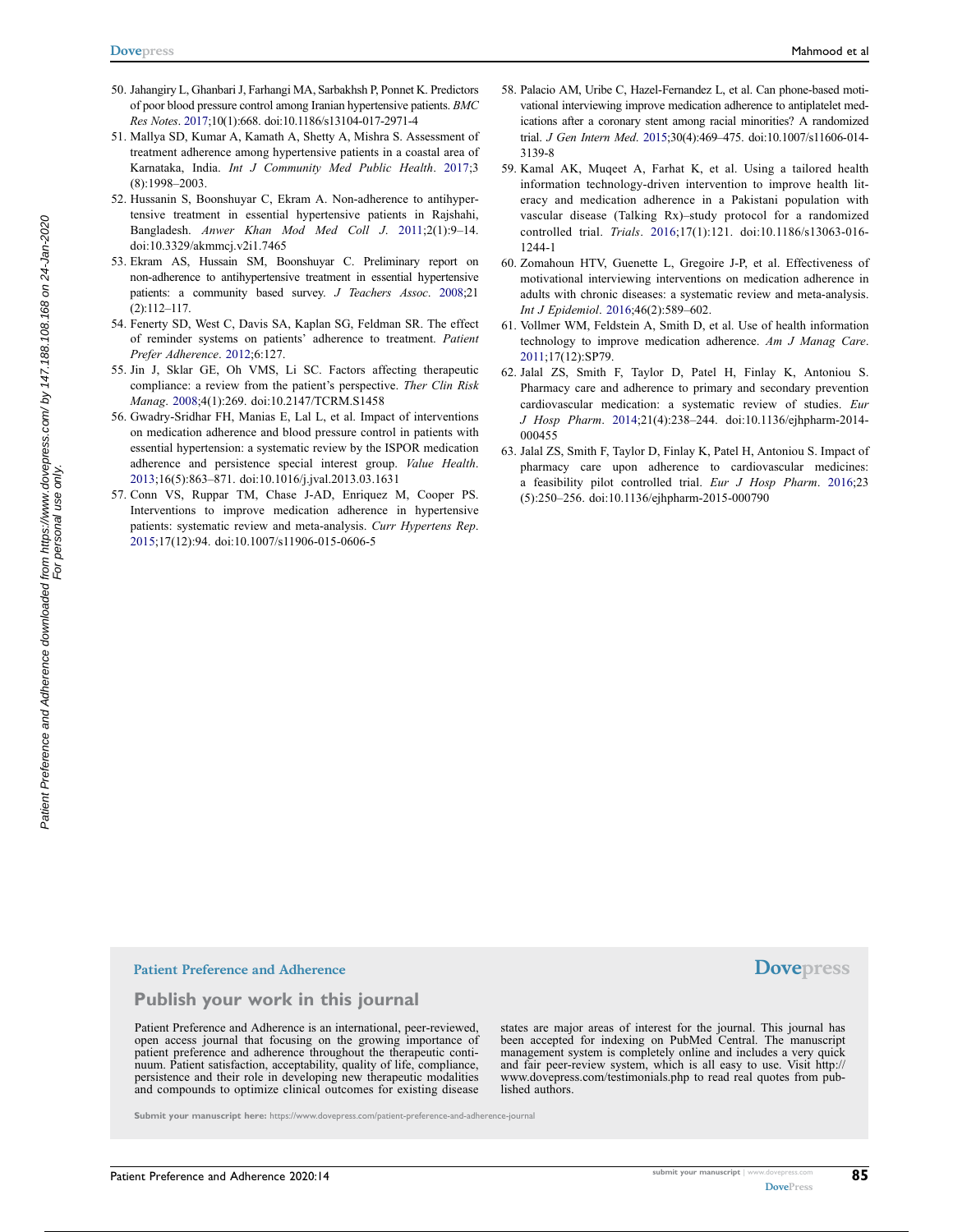50. Jahangiry L, Ghanbari J, Farhangi MA, Sarbakhsh P, Ponnet K. Predictors of poor blood pressure control among Iranian hypertensive patients. *BMC Res Notes*. 2017;10(1):668. doi:10.1186/s13104-017-2971-4
51. Mallya SD, Kumar A, Kamath A, Shetty A, Mishra S. Assessment of treatment adherence among hypertensive patients in a coastal area of Karnataka, India. *Int J Community Med Public Health*. 2017;3(8):1998–2003.
52. Hussanin S, Boonshuyar C, Ekram A. Non-adherence to antihypertensive treatment in essential hypertensive patients in Rajshahi, Bangladesh. *Anwer Khan Mod Med Coll J*. 2011;2(1):9–14. doi:10.3329/akmmcj.v2i1.7465
53. Ekram AS, Hussain SM, Boonshuyar C. Preliminary report on non-adherence to antihypertensive treatment in essential hypertensive patients: a community based survey. *J Teachers Assoc*. 2008;21(2):112–117.
54. Fenerty SD, West C, Davis SA, Kaplan SG, Feldman SR. The effect of reminder systems on patients' adherence to treatment. *Patient Prefer Adherence*. 2012;6:127.
55. Jin J, Sklar GE, Oh VMS, Li SC. Factors affecting therapeutic compliance: a review from the patient's perspective. *Ther Clin Risk Manag*. 2008;4(1):269. doi:10.2147/TCRM.S1458
56. Gwadry-Sridhar FH, Manias E, Lal L, et al. Impact of interventions on medication adherence and blood pressure control in patients with essential hypertension: a systematic review by the ISPOR medication adherence and persistence special interest group. *Value Health*. 2013;16(5):863–871. doi:10.1016/j.jval.2013.03.1631
57. Conn VS, Ruppar TM, Chase J-AD, Enriquez M, Cooper PS. Interventions to improve medication adherence in hypertensive patients: systematic review and meta-analysis. *Curr Hypertens Rep*. 2015;17(12):94. doi:10.1007/s11906-015-0606-5
58. Palacio AM, Uribe C, Hazel-Fernandez L, et al. Can phone-based motivational interviewing improve medication adherence to antiplatelet medications after a coronary stent among racial minorities? A randomized trial. *J Gen Intern Med*. 2015;30(4):469–475. doi:10.1007/s11606-014-3139-8
59. Kamal AK, Muqeet A, Farhat K, et al. Using a tailored health information technology-driven intervention to improve health literacy and medication adherence in a Pakistani population with vascular disease (Talking Rx)–study protocol for a randomized controlled trial. *Trials*. 2016;17(1):121. doi:10.1186/s13063-016-1244-1
60. Zomahoun HTV, Guenette L, Gregoire J-P, et al. Effectiveness of motivational interviewing interventions on medication adherence in adults with chronic diseases: a systematic review and meta-analysis. *Int J Epidemiol*. 2016;46(2):589–602.
61. Vollmer WM, Feldstein A, Smith D, et al. Use of health information technology to improve medication adherence. *Am J Manag Care*. 2011;17(12):SP79.
62. Jalal ZS, Smith F, Taylor D, Patel H, Finlay K, Antoniou S. Pharmacy care and adherence to primary and secondary prevention cardiovascular medication: a systematic review of studies. *Eur J Hosp Pharm*. 2014;21(4):238–244. doi:10.1136/ejhpharm-2014-000455
63. Jalal ZS, Smith F, Taylor D, Finlay K, Patel H, Antoniou S. Impact of pharmacy care upon adherence to cardiovascular medicines: a feasibility pilot controlled trial. *Eur J Hosp Pharm*. 2016;23(5):250–256. doi:10.1136/ejhpharm-2015-000790

**Patient Preference and Adherence**

**Dovepress**

## Publish your work in this journal

Patient Preference and Adherence is an international, peer-reviewed, open access journal that focusing on the growing importance of patient preference and adherence throughout the therapeutic continuum. Patient satisfaction, acceptability, quality of life, compliance, persistence and their role in developing new therapeutic modalities and compounds to optimize clinical outcomes for existing disease states are major areas of interest for the journal. This journal has been accepted for indexing on PubMed Central. The manuscript management system is completely online and includes a very quick and fair peer-review system, which is all easy to use. Visit http://www.dovepress.com/testimonials.php to read real quotes from published authors.

**Submit your manuscript here:** https://www.dovepress.com/patient-preference-and-adherence-journal